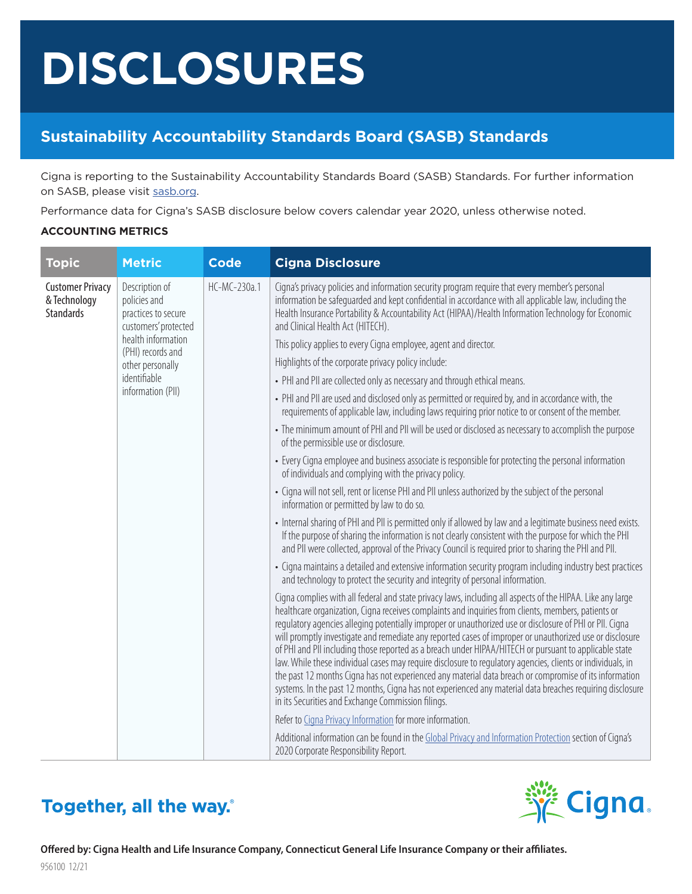# DISCLOSURES

## Sustainability Accountability Standards Board (SASB) Standards

Cigna is reporting to the Sustainability Accountability Standards Board (SASB) Standards. For further information on SASB, please visit sasb.org.

Performance data for Cigna's SASB disclosure below covers calendar year 2020, unless otherwise noted.

**ACCOUNTING METRICS**

| Topic | Metric | Code | Cigna Disclosure |
|---|---|---|---|
| Customer Privacy & Technology Standards | Description of policies and practices to secure customers' protected health information (PHI) records and other personally identifiable information (PII) | HC-MC-230a.1 | Cigna's privacy policies and information security program require that every member's personal information be safeguarded and kept confidential in accordance with all applicable law, including the Health Insurance Portability & Accountability Act (HIPAA)/Health Information Technology for Economic and Clinical Health Act (HITECH).<br><br>This policy applies to every Cigna employee, agent and director.<br><br>Highlights of the corporate privacy policy include:<br>• PHI and PII are collected only as necessary and through ethical means.<br>• PHI and PII are used and disclosed only as permitted or required by, and in accordance with, the requirements of applicable law, including laws requiring prior notice to or consent of the member.<br>• The minimum amount of PHI and PII will be used or disclosed as necessary to accomplish the purpose of the permissible use or disclosure.<br>• Every Cigna employee and business associate is responsible for protecting the personal information of individuals and complying with the privacy policy.<br>• Cigna will not sell, rent or license PHI and PII unless authorized by the subject of the personal information or permitted by law to do so.<br>• Internal sharing of PHI and PII is permitted only if allowed by law and a legitimate business need exists. If the purpose of sharing the information is not clearly consistent with the purpose for which the PHI and PII were collected, approval of the Privacy Council is required prior to sharing the PHI and PII.<br>• Cigna maintains a detailed and extensive information security program including industry best practices and technology to protect the security and integrity of personal information.<br><br>Cigna complies with all federal and state privacy laws, including all aspects of the HIPAA. Like any large healthcare organization, Cigna receives complaints and inquiries from clients, members, patients or regulatory agencies alleging potentially improper or unauthorized use or disclosure of PHI or PII. Cigna will promptly investigate and remediate any reported cases of improper or unauthorized use or disclosure of PHI and PII including those reported as a breach under HIPAA/HITECH or pursuant to applicable state law. While these individual cases may require disclosure to regulatory agencies, clients or individuals, in the past 12 months Cigna has not experienced any material data breach or compromise of its information systems. In the past 12 months, Cigna has not experienced any material data breaches requiring disclosure in its Securities and Exchange Commission filings.<br><br>Refer to Cigna Privacy Information for more information.<br><br>Additional information can be found in the Global Privacy and Information Protection section of Cigna's 2020 Corporate Responsibility Report. |

**Together, all the way.®**

**Offered by: Cigna Health and Life Insurance Company, Connecticut General Life Insurance Company or their affiliates.**

956100 12/21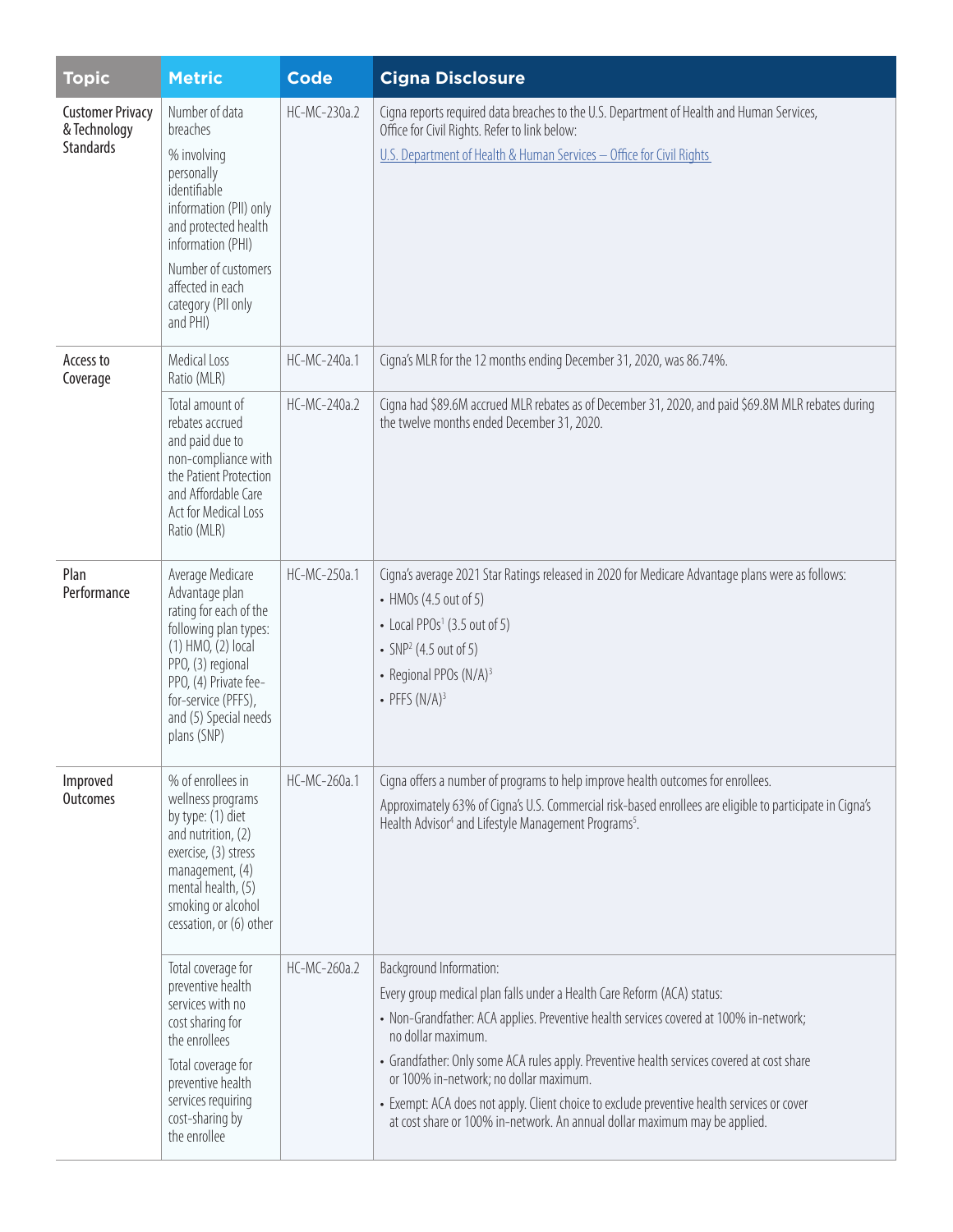| Topic | Metric | Code | Cigna Disclosure |
|---|---|---|---|
| Customer Privacy & Technology Standards | Number of data breaches<br><br>% involving personally identifiable information (PII) only and protected health information (PHI)<br><br>Number of customers affected in each category (PII only and PHI) | HC-MC-230a.2 | Cigna reports required data breaches to the U.S. Department of Health and Human Services, Office for Civil Rights. Refer to link below:<br><br>U.S. Department of Health & Human Services – Office for Civil Rights |
| Access to Coverage | Medical Loss Ratio (MLR) | HC-MC-240a.1 | Cigna's MLR for the 12 months ending December 31, 2020, was 86.74%. |
| | Total amount of rebates accrued and paid due to non-compliance with the Patient Protection and Affordable Care Act for Medical Loss Ratio (MLR) | HC-MC-240a.2 | Cigna had $89.6M accrued MLR rebates as of December 31, 2020, and paid $69.8M MLR rebates during the twelve months ended December 31, 2020. |
| Plan Performance | Average Medicare Advantage plan rating for each of the following plan types: (1) HMO, (2) local PPO, (3) regional PPO, (4) Private fee-for-service (PFFS), and (5) Special needs plans (SNP) | HC-MC-250a.1 | Cigna's average 2021 Star Ratings released in 2020 for Medicare Advantage plans were as follows:<br>• HMOs (4.5 out of 5)<br>• Local PPOs[1] (3.5 out of 5)<br>• SNP[2] (4.5 out of 5)<br>• Regional PPOs (N/A)[3]<br>• PFFS (N/A)[3] |
| Improved Outcomes | % of enrollees in wellness programs by type: (1) diet and nutrition, (2) exercise, (3) stress management, (4) mental health, (5) smoking or alcohol cessation, or (6) other | HC-MC-260a.1 | Cigna offers a number of programs to help improve health outcomes for enrollees.<br><br>Approximately 63% of Cigna's U.S. Commercial risk-based enrollees are eligible to participate in Cigna's Health Advisor[4] and Lifestyle Management Programs[5]. |
| | Total coverage for preventive health services with no cost sharing for the enrollees<br><br>Total coverage for preventive health services requiring cost-sharing by the enrollee | HC-MC-260a.2 | Background Information:<br><br>Every group medical plan falls under a Health Care Reform (ACA) status:<br>• Non-Grandfather: ACA applies. Preventive health services covered at 100% in-network; no dollar maximum.<br>• Grandfather: Only some ACA rules apply. Preventive health services covered at cost share or 100% in-network; no dollar maximum.<br>• Exempt: ACA does not apply. Client choice to exclude preventive health services or cover at cost share or 100% in-network. An annual dollar maximum may be applied. |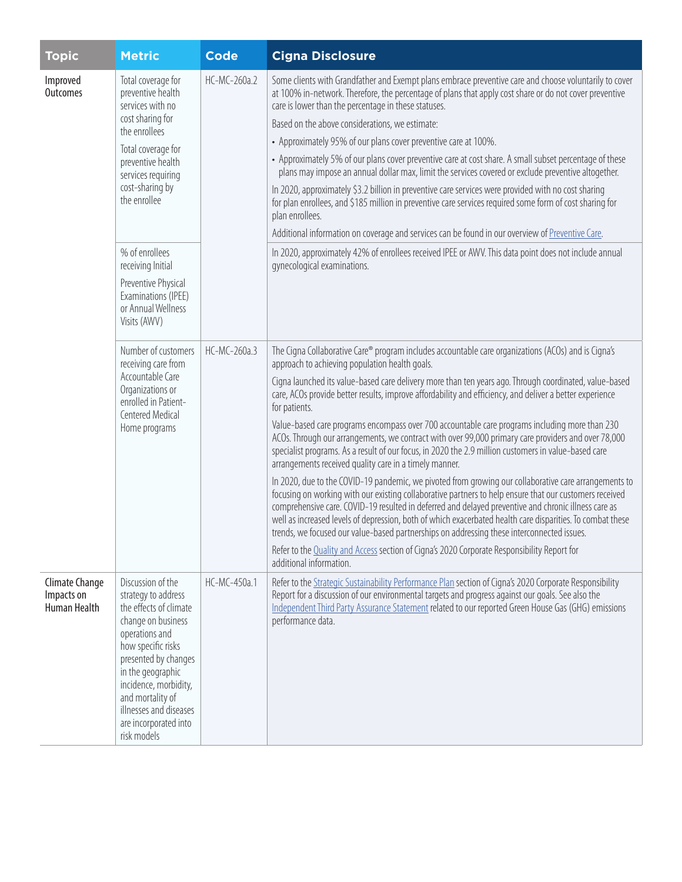| Topic | Metric | Code | Cigna Disclosure |
|---|---|---|---|
| Improved Outcomes | Total coverage for preventive health services with no cost sharing for the enrollees<br><br>Total coverage for preventive health services requiring cost-sharing by the enrollee | HC-MC-260a.2 | Some clients with Grandfather and Exempt plans embrace preventive care and choose voluntarily to cover at 100% in-network. Therefore, the percentage of plans that apply cost share or do not cover preventive care is lower than the percentage in these statuses.<br><br>Based on the above considerations, we estimate:<br><br>• Approximately 95% of our plans cover preventive care at 100%.<br><br>• Approximately 5% of our plans cover preventive care at cost share. A small subset percentage of these plans may impose an annual dollar max, limit the services covered or exclude preventive altogether.<br><br>In 2020, approximately $3.2 billion in preventive care services were provided with no cost sharing for plan enrollees, and $185 million in preventive care services required some form of cost sharing for plan enrollees.<br><br>Additional information on coverage and services can be found in our overview of Preventive Care. |
| | % of enrollees receiving Initial Preventive Physical Examinations (IPEE) or Annual Wellness Visits (AWV) | | In 2020, approximately 42% of enrollees received IPEE or AWV. This data point does not include annual gynecological examinations. |
| | Number of customers receiving care from Accountable Care Organizations or enrolled in Patient-Centered Medical Home programs | HC-MC-260a.3 | The Cigna Collaborative Care® program includes accountable care organizations (ACOs) and is Cigna's approach to achieving population health goals.<br><br>Cigna launched its value-based care delivery more than ten years ago. Through coordinated, value-based care, ACOs provide better results, improve affordability and efficiency, and deliver a better experience for patients.<br><br>Value-based care programs encompass over 700 accountable care programs including more than 230 ACOs. Through our arrangements, we contract with over 99,000 primary care providers and over 78,000 specialist programs. As a result of our focus, in 2020 the 2.9 million customers in value-based care arrangements received quality care in a timely manner.<br><br>In 2020, due to the COVID-19 pandemic, we pivoted from growing our collaborative care arrangements to focusing on working with our existing collaborative partners to help ensure that our customers received comprehensive care. COVID-19 resulted in deferred and delayed preventive and chronic illness care as well as increased levels of depression, both of which exacerbated health care disparities. To combat these trends, we focused our value-based partnerships on addressing these interconnected issues.<br><br>Refer to the Quality and Access section of Cigna's 2020 Corporate Responsibility Report for additional information. |
| Climate Change Impacts on Human Health | Discussion of the strategy to address the effects of climate change on business operations and how specific risks presented by changes in the geographic incidence, morbidity, and mortality of illnesses and diseases are incorporated into risk models | HC-MC-450a.1 | Refer to the Strategic Sustainability Performance Plan section of Cigna's 2020 Corporate Responsibility Report for a discussion of our environmental targets and progress against our goals. See also the Independent Third Party Assurance Statement related to our reported Green House Gas (GHG) emissions performance data. |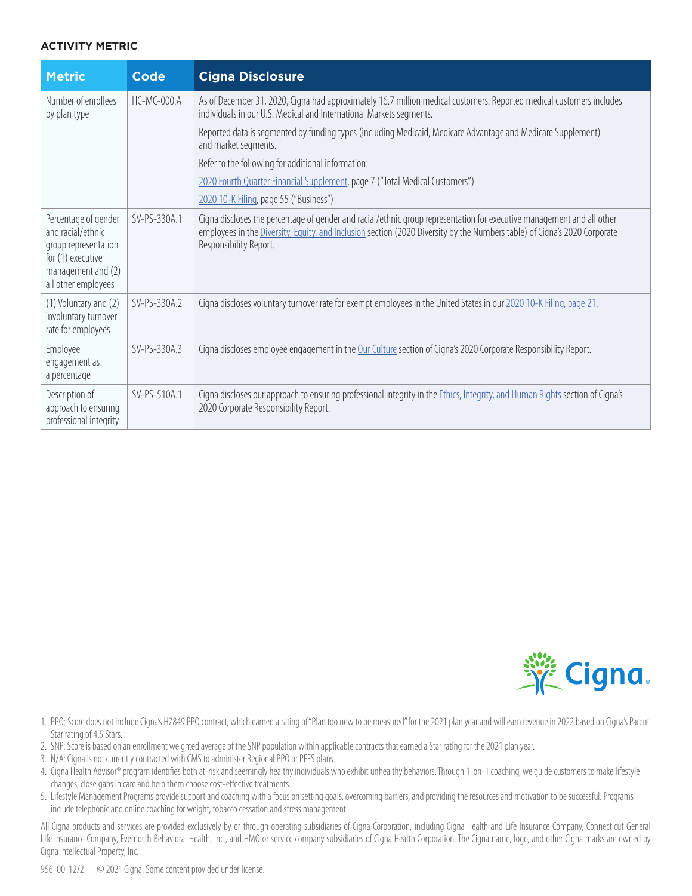**ACTIVITY METRIC**

| Metric | Code | Cigna Disclosure |
|---|---|---|
| Number of enrollees by plan type | HC-MC-000.A | As of December 31, 2020, Cigna had approximately 16.7 million medical customers. Reported medical customers includes individuals in our U.S. Medical and International Markets segments.<br><br>Reported data is segmented by funding types (including Medicaid, Medicare Advantage and Medicare Supplement) and market segments.<br><br>Refer to the following for additional information:<br><br>2020 Fourth Quarter Financial Supplement, page 7 ("Total Medical Customers")<br><br>2020 10-K Filing, page 55 ("Business") |
| Percentage of gender and racial/ethnic group representation for (1) executive management and (2) all other employees | SV-PS-330A.1 | Cigna discloses the percentage of gender and racial/ethnic group representation for executive management and all other employees in the Diversity, Equity, and Inclusion section (2020 Diversity by the Numbers table) of Cigna's 2020 Corporate Responsibility Report. |
| (1) Voluntary and (2) involuntary turnover rate for employees | SV-PS-330A.2 | Cigna discloses voluntary turnover rate for exempt employees in the United States in our 2020 10-K Filing, page 21. |
| Employee engagement as a percentage | SV-PS-330A.3 | Cigna discloses employee engagement in the Our Culture section of Cigna's 2020 Corporate Responsibility Report. |
| Description of approach to ensuring professional integrity | SV-PS-510A.1 | Cigna discloses our approach to ensuring professional integrity in the Ethics, Integrity, and Human Rights section of Cigna's 2020 Corporate Responsibility Report. |

1. PPO: Score does not include Cigna's H7849 PPO contract, which earned a rating of "Plan too new to be measured" for the 2021 plan year and will earn revenue in 2022 based on Cigna's Parent Star rating of 4.5 Stars.
2. SNP: Score is based on an enrollment weighted average of the SNP population within applicable contracts that earned a Star rating for the 2021 plan year.
3. N/A: Cigna is not currently contracted with CMS to administer Regional PPO or PFFS plans.
4. Cigna Health Advisor® program identifies both at-risk and seemingly healthy individuals who exhibit unhealthy behaviors. Through 1-on-1 coaching, we guide customers to make lifestyle changes, close gaps in care and help them choose cost-effective treatments.
5. Lifestyle Management Programs provide support and coaching with a focus on setting goals, overcoming barriers, and providing the resources and motivation to be successful. Programs include telephonic and online coaching for weight, tobacco cessation and stress management.

All Cigna products and services are provided exclusively by or through operating subsidiaries of Cigna Corporation, including Cigna Health and Life Insurance Company, Connecticut General Life Insurance Company, Evernorth Behavioral Health, Inc., and HMO or service company subsidiaries of Cigna Health Corporation. The Cigna name, logo, and other Cigna marks are owned by Cigna Intellectual Property, Inc.

956100 12/21 © 2021 Cigna. Some content provided under license.